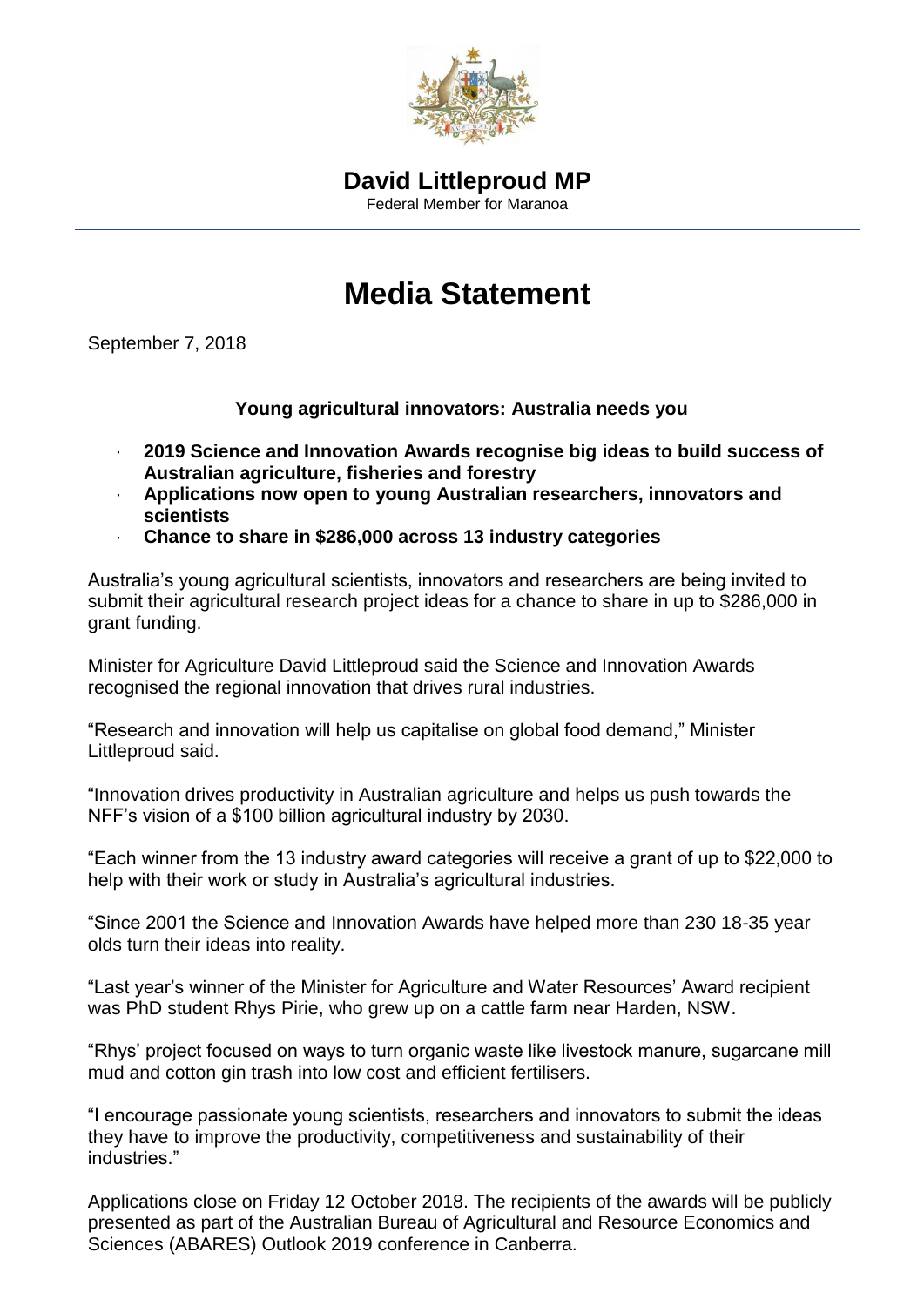**David Littleproud MP**

Federal Member for Maranoa

# Media Statement

September 7, 2018

**Young agricultural innovators: Australia needs you**

- **2019 Science and Innovation Awards recognise big ideas to build success of Australian agriculture, fisheries and forestry**
- **Applications now open to young Australian researchers, innovators and scientists**
- **Chance to share in $286,000 across 13 industry categories**

Australia's young agricultural scientists, innovators and researchers are being invited to submit their agricultural research project ideas for a chance to share in up to $286,000 in grant funding.

Minister for Agriculture David Littleproud said the Science and Innovation Awards recognised the regional innovation that drives rural industries.

"Research and innovation will help us capitalise on global food demand," Minister Littleproud said.

"Innovation drives productivity in Australian agriculture and helps us push towards the NFF's vision of a $100 billion agricultural industry by 2030.

"Each winner from the 13 industry award categories will receive a grant of up to $22,000 to help with their work or study in Australia's agricultural industries.

"Since 2001 the Science and Innovation Awards have helped more than 230 18-35 year olds turn their ideas into reality.

"Last year's winner of the Minister for Agriculture and Water Resources' Award recipient was PhD student Rhys Pirie, who grew up on a cattle farm near Harden, NSW.

"Rhys' project focused on ways to turn organic waste like livestock manure, sugarcane mill mud and cotton gin trash into low cost and efficient fertilisers.

"I encourage passionate young scientists, researchers and innovators to submit the ideas they have to improve the productivity, competitiveness and sustainability of their industries."

Applications close on Friday 12 October 2018. The recipients of the awards will be publicly presented as part of the Australian Bureau of Agricultural and Resource Economics and Sciences (ABARES) Outlook 2019 conference in Canberra.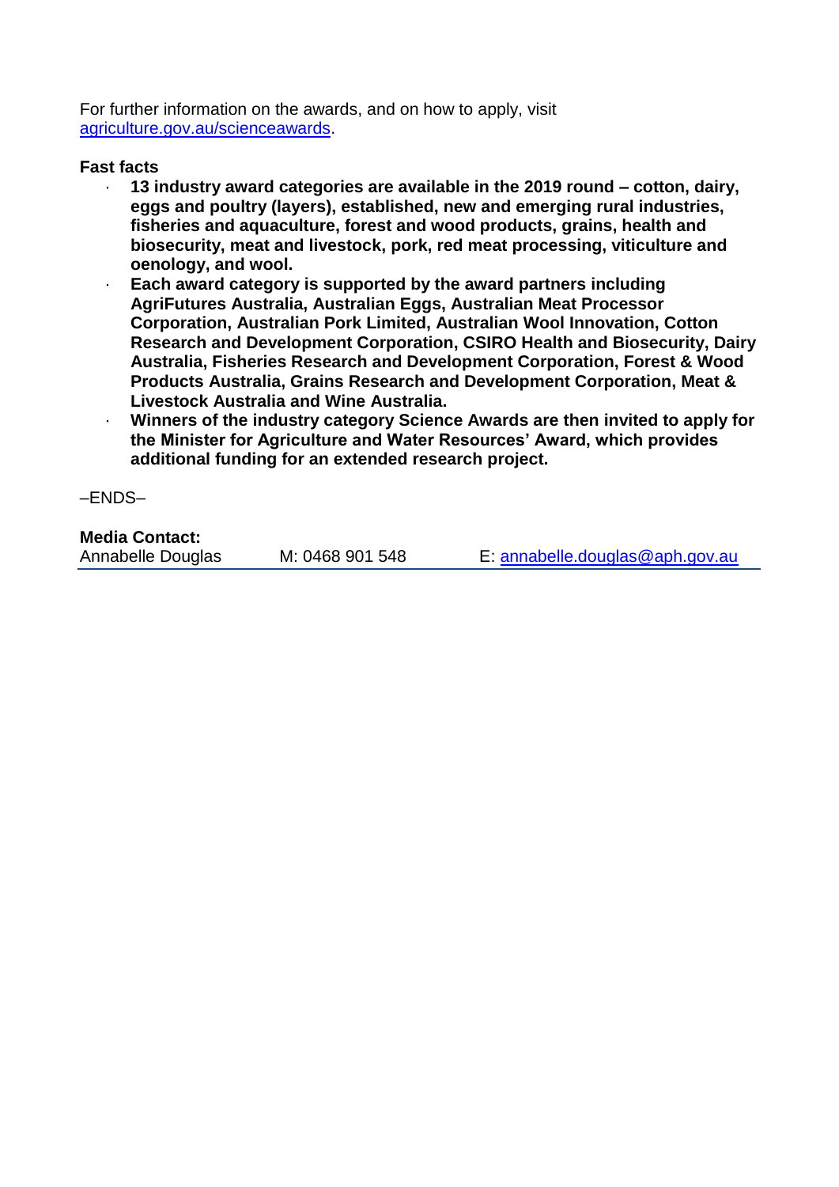For further information on the awards, and on how to apply, visit [agriculture.gov.au/scienceawards](agriculture.gov.au/scienceawards).

**Fast facts**

- **13 industry award categories are available in the 2019 round – cotton, dairy, eggs and poultry (layers), established, new and emerging rural industries, fisheries and aquaculture, forest and wood products, grains, health and biosecurity, meat and livestock, pork, red meat processing, viticulture and oenology, and wool.**
- **Each award category is supported by the award partners including AgriFutures Australia, Australian Eggs, Australian Meat Processor Corporation, Australian Pork Limited, Australian Wool Innovation, Cotton Research and Development Corporation, CSIRO Health and Biosecurity, Dairy Australia, Fisheries Research and Development Corporation, Forest & Wood Products Australia, Grains Research and Development Corporation, Meat & Livestock Australia and Wine Australia.**
- **Winners of the industry category Science Awards are then invited to apply for the Minister for Agriculture and Water Resources' Award, which provides additional funding for an extended research project.**

–ENDS–

**Media Contact:**

Annabelle Douglas    M: 0468 901 548    E: [annabelle.douglas@aph.gov.au](mailto:annabelle.douglas@aph.gov.au)